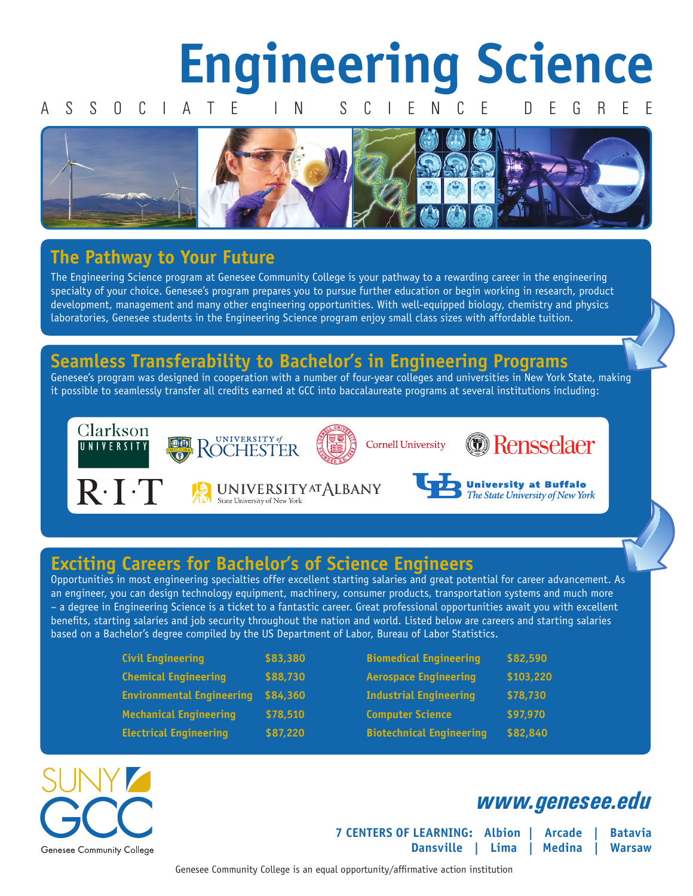# Engineering Science

ASSOCIATE IN SCIENCE DEGREE

## The Pathway to Your Future

The Engineering Science program at Genesee Community College is your pathway to a rewarding career in the engineering specialty of your choice. Genesee's program prepares you to pursue further education or begin working in research, product development, management and many other engineering opportunities. With well-equipped biology, chemistry and physics laboratories, Genesee students in the Engineering Science program enjoy small class sizes with affordable tuition.

## Seamless Transferability to Bachelor's in Engineering Programs

Genesee's program was designed in cooperation with a number of four-year colleges and universities in New York State, making it possible to seamlessly transfer all credits earned at GCC into baccalaureate programs at several institutions including:

- Clarkson University
- University of Rochester
- Cornell University
- Rensselaer
- R·I·T
- University at Albany, State University of New York
- University at Buffalo, The State University of New York

## Exciting Careers for Bachelor's of Science Engineers

Opportunities in most engineering specialties offer excellent starting salaries and great potential for career advancement. As an engineer, you can design technology equipment, machinery, consumer products, transportation systems and much more – a degree in Engineering Science is a ticket to a fantastic career. Great professional opportunities await you with excellent benefits, starting salaries and job security throughout the nation and world. Listed below are careers and starting salaries based on a Bachelor's degree compiled by the US Department of Labor, Bureau of Labor Statistics.

| | | | |
|---|---|---|---|
| Civil Engineering | $83,380 | Biomedical Engineering | $82,590 |
| Chemical Engineering | $88,730 | Aerospace Engineering | $103,220 |
| Environmental Engineering | $84,360 | Industrial Engineering | $78,730 |
| Mechanical Engineering | $78,510 | Computer Science | $97,970 |
| Electrical Engineering | $87,220 | Biotechnical Engineering | $82,840 |

SUNY GCC
Genesee Community College

**www.genesee.edu**

**7 CENTERS OF LEARNING:** Albion | Arcade | Batavia
Dansville | Lima | Medina | Warsaw

Genesee Community College is an equal opportunity/affirmative action institution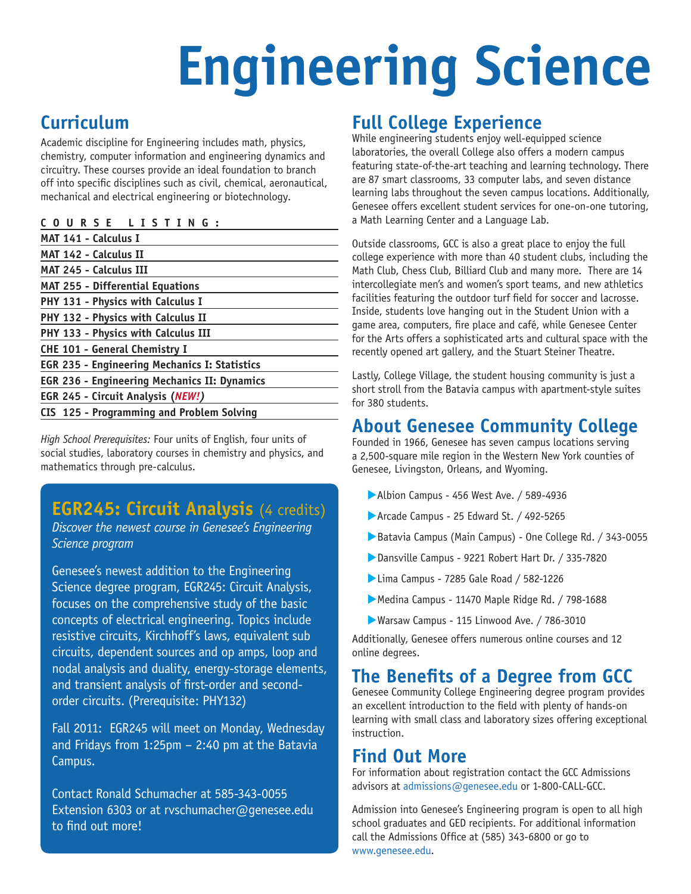# Engineering Science

## Curriculum

Academic discipline for Engineering includes math, physics, chemistry, computer information and engineering dynamics and circuitry. These courses provide an ideal foundation to branch off into specific disciplines such as civil, chemical, aeronautical, mechanical and electrical engineering or biotechnology.

**COURSE LISTING:**

- **MAT 141 - Calculus I**
- **MAT 142 - Calculus II**
- **MAT 245 - Calculus III**
- **MAT 255 - Differential Equations**
- **PHY 131 - Physics with Calculus I**
- **PHY 132 - Physics with Calculus II**
- **PHY 133 - Physics with Calculus III**
- **CHE 101 - General Chemistry I**
- **EGR 235 - Engineering Mechanics I: Statistics**
- **EGR 236 - Engineering Mechanics II: Dynamics**
- **EGR 245 - Circuit Analysis (*NEW!*)**
- **CIS 125 - Programming and Problem Solving**

*High School Prerequisites:* Four units of English, four units of social studies, laboratory courses in chemistry and physics, and mathematics through pre-calculus.

### EGR245: Circuit Analysis (4 credits)

*Discover the newest course in Genesee's Engineering Science program*

Genesee's newest addition to the Engineering Science degree program, EGR245: Circuit Analysis, focuses on the comprehensive study of the basic concepts of electrical engineering. Topics include resistive circuits, Kirchhoff's laws, equivalent sub circuits, dependent sources and op amps, loop and nodal analysis and duality, energy-storage elements, and transient analysis of first-order and second-order circuits. (Prerequisite: PHY132)

Fall 2011: EGR245 will meet on Monday, Wednesday and Fridays from 1:25pm – 2:40 pm at the Batavia Campus.

Contact Ronald Schumacher at 585-343-0055 Extension 6303 or at rvschumacher@genesee.edu to find out more!

## Full College Experience

While engineering students enjoy well-equipped science laboratories, the overall College also offers a modern campus featuring state-of-the-art teaching and learning technology. There are 87 smart classrooms, 33 computer labs, and seven distance learning labs throughout the seven campus locations. Additionally, Genesee offers excellent student services for one-on-one tutoring, a Math Learning Center and a Language Lab.

Outside classrooms, GCC is also a great place to enjoy the full college experience with more than 40 student clubs, including the Math Club, Chess Club, Billiard Club and many more. There are 14 intercollegiate men's and women's sport teams, and new athletics facilities featuring the outdoor turf field for soccer and lacrosse. Inside, students love hanging out in the Student Union with a game area, computers, fire place and café, while Genesee Center for the Arts offers a sophisticated arts and cultural space with the recently opened art gallery, and the Stuart Steiner Theatre.

Lastly, College Village, the student housing community is just a short stroll from the Batavia campus with apartment-style suites for 380 students.

## About Genesee Community College

Founded in 1966, Genesee has seven campus locations serving a 2,500-square mile region in the Western New York counties of Genesee, Livingston, Orleans, and Wyoming.

- Albion Campus - 456 West Ave. / 589-4936
- Arcade Campus - 25 Edward St. / 492-5265
- Batavia Campus (Main Campus) - One College Rd. / 343-0055
- Dansville Campus - 9221 Robert Hart Dr. / 335-7820
- Lima Campus - 7285 Gale Road / 582-1226
- Medina Campus - 11470 Maple Ridge Rd. / 798-1688
- Warsaw Campus - 115 Linwood Ave. / 786-3010

Additionally, Genesee offers numerous online courses and 12 online degrees.

## The Benefits of a Degree from GCC

Genesee Community College Engineering degree program provides an excellent introduction to the field with plenty of hands-on learning with small class and laboratory sizes offering exceptional instruction.

## Find Out More

For information about registration contact the GCC Admissions advisors at admissions@genesee.edu or 1-800-CALL-GCC.

Admission into Genesee's Engineering program is open to all high school graduates and GED recipients. For additional information call the Admissions Office at (585) 343-6800 or go to www.genesee.edu.